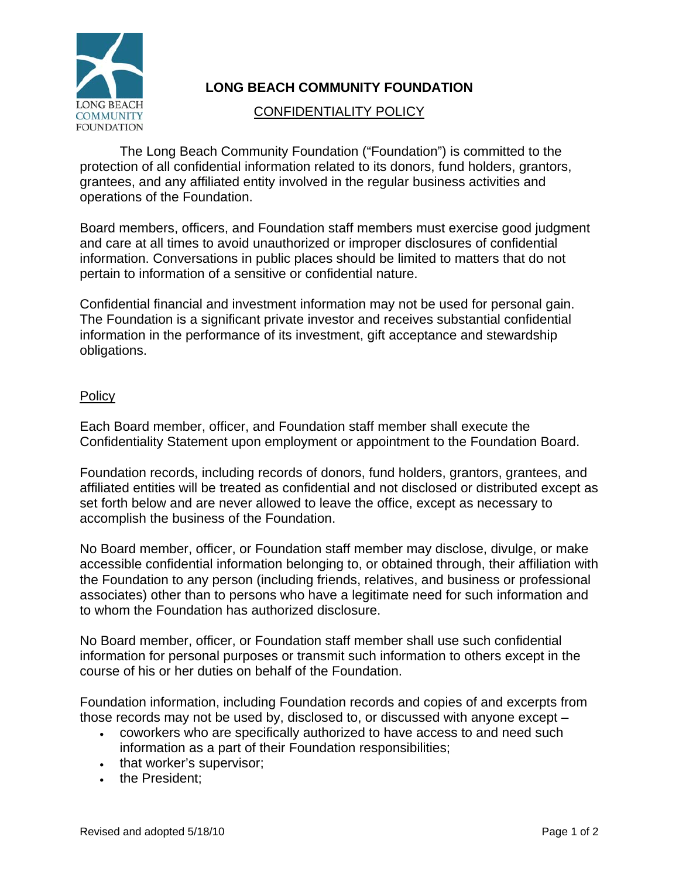# LONG BEACH COMMUNITY FOUNDATION

## CONFIDENTIALITY POLICY

The Long Beach Community Foundation ("Foundation") is committed to the protection of all confidential information related to its donors, fund holders, grantors, grantees, and any affiliated entity involved in the regular business activities and operations of the Foundation.

Board members, officers, and Foundation staff members must exercise good judgment and care at all times to avoid unauthorized or improper disclosures of confidential information. Conversations in public places should be limited to matters that do not pertain to information of a sensitive or confidential nature.

Confidential financial and investment information may not be used for personal gain. The Foundation is a significant private investor and receives substantial confidential information in the performance of its investment, gift acceptance and stewardship obligations.

### Policy

Each Board member, officer, and Foundation staff member shall execute the Confidentiality Statement upon employment or appointment to the Foundation Board.

Foundation records, including records of donors, fund holders, grantors, grantees, and affiliated entities will be treated as confidential and not disclosed or distributed except as set forth below and are never allowed to leave the office, except as necessary to accomplish the business of the Foundation.

No Board member, officer, or Foundation staff member may disclose, divulge, or make accessible confidential information belonging to, or obtained through, their affiliation with the Foundation to any person (including friends, relatives, and business or professional associates) other than to persons who have a legitimate need for such information and to whom the Foundation has authorized disclosure.

No Board member, officer, or Foundation staff member shall use such confidential information for personal purposes or transmit such information to others except in the course of his or her duties on behalf of the Foundation.

Foundation information, including Foundation records and copies of and excerpts from those records may not be used by, disclosed to, or discussed with anyone except –

- coworkers who are specifically authorized to have access to and need such information as a part of their Foundation responsibilities;
- that worker's supervisor;
- the President;

Revised and adopted 5/18/10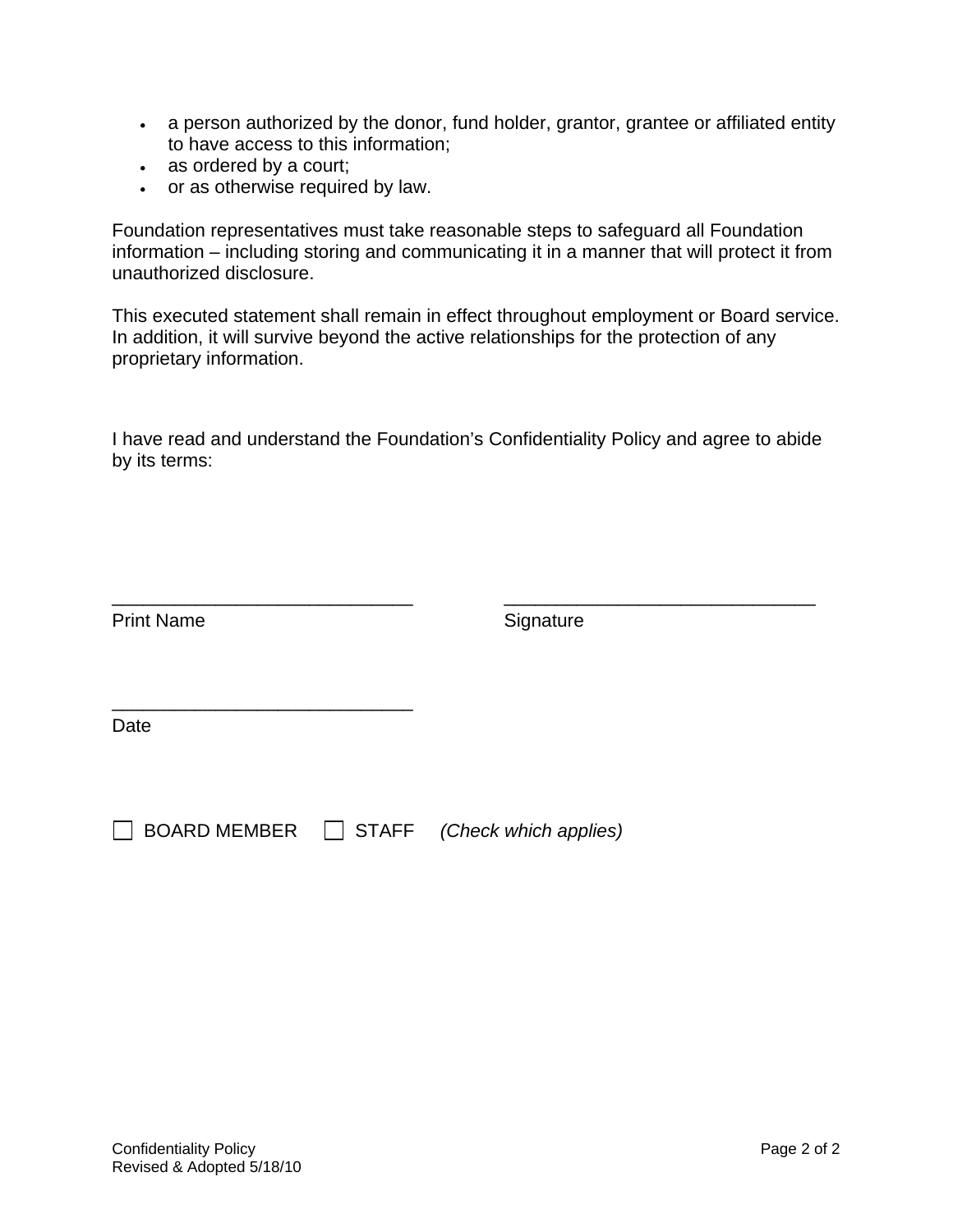- a person authorized by the donor, fund holder, grantor, grantee or affiliated entity to have access to this information;
- as ordered by a court;
- or as otherwise required by law.

Foundation representatives must take reasonable steps to safeguard all Foundation information – including storing and communicating it in a manner that will protect it from unauthorized disclosure.

This executed statement shall remain in effect throughout employment or Board service. In addition, it will survive beyond the active relationships for the protection of any proprietary information.

I have read and understand the Foundation's Confidentiality Policy and agree to abide by its terms:

______________________________ ______________________________

Print Name Signature

______________________________

Date

☐ BOARD MEMBER ☐ STAFF *(Check which applies)*

Confidentiality Policy
Revised & Adopted 5/18/10